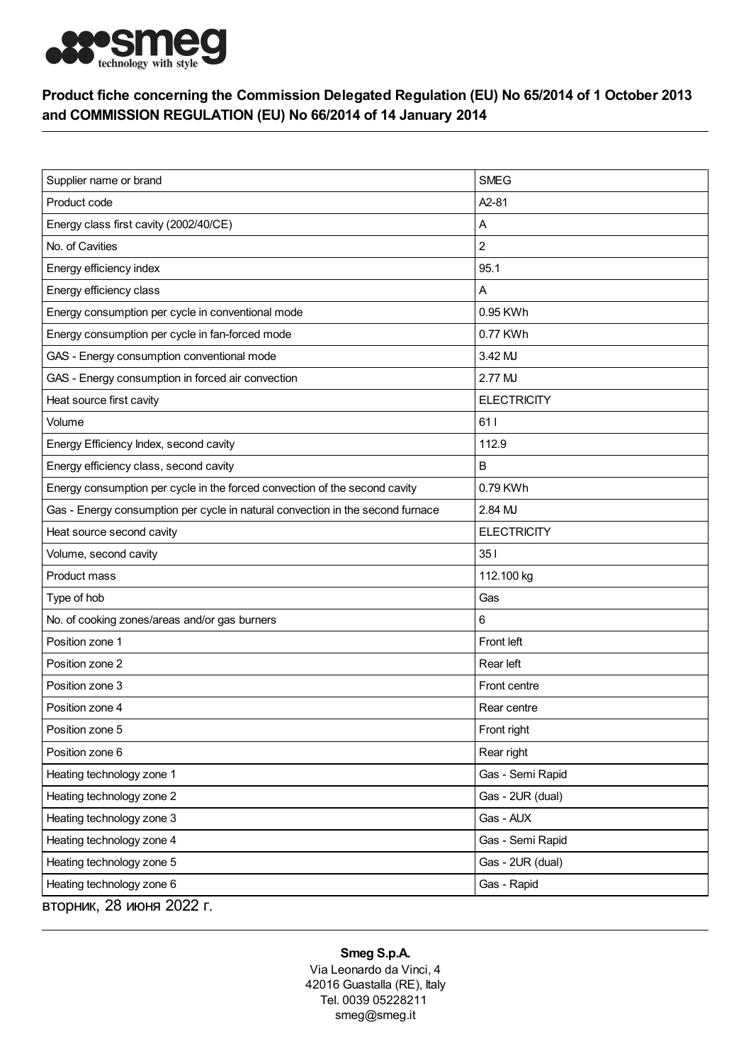## Product fiche concerning the Commission Delegated Regulation (EU) No 65/2014 of 1 October 2013 and COMMISSION REGULATION (EU) No 66/2014 of 14 January 2014

| | |
|---|---|
| Supplier name or brand | SMEG |
| Product code | A2-81 |
| Energy class first cavity (2002/40/CE) | A |
| No. of Cavities | 2 |
| Energy efficiency index | 95.1 |
| Energy efficiency class | A |
| Energy consumption per cycle in conventional mode | 0.95 KWh |
| Energy consumption per cycle in fan-forced mode | 0.77 KWh |
| GAS - Energy consumption conventional mode | 3.42 MJ |
| GAS - Energy consumption in forced air convection | 2.77 MJ |
| Heat source first cavity | ELECTRICITY |
| Volume | 61 l |
| Energy Efficiency Index, second cavity | 112.9 |
| Energy efficiency class, second cavity | B |
| Energy consumption per cycle in the forced convection of the second cavity | 0.79 KWh |
| Gas - Energy consumption per cycle in natural convection in the second furnace | 2.84 MJ |
| Heat source second cavity | ELECTRICITY |
| Volume, second cavity | 35 l |
| Product mass | 112.100 kg |
| Type of hob | Gas |
| No. of cooking zones/areas and/or gas burners | 6 |
| Position zone 1 | Front left |
| Position zone 2 | Rear left |
| Position zone 3 | Front centre |
| Position zone 4 | Rear centre |
| Position zone 5 | Front right |
| Position zone 6 | Rear right |
| Heating technology zone 1 | Gas - Semi Rapid |
| Heating technology zone 2 | Gas - 2UR (dual) |
| Heating technology zone 3 | Gas - AUX |
| Heating technology zone 4 | Gas - Semi Rapid |
| Heating technology zone 5 | Gas - 2UR (dual) |
| Heating technology zone 6 | Gas - Rapid |

вторник, 28 июня 2022 г.

**Smeg S.p.A.**
Via Leonardo da Vinci, 4
42016 Guastalla (RE), Italy
Tel. 0039 05228211
smeg@smeg.it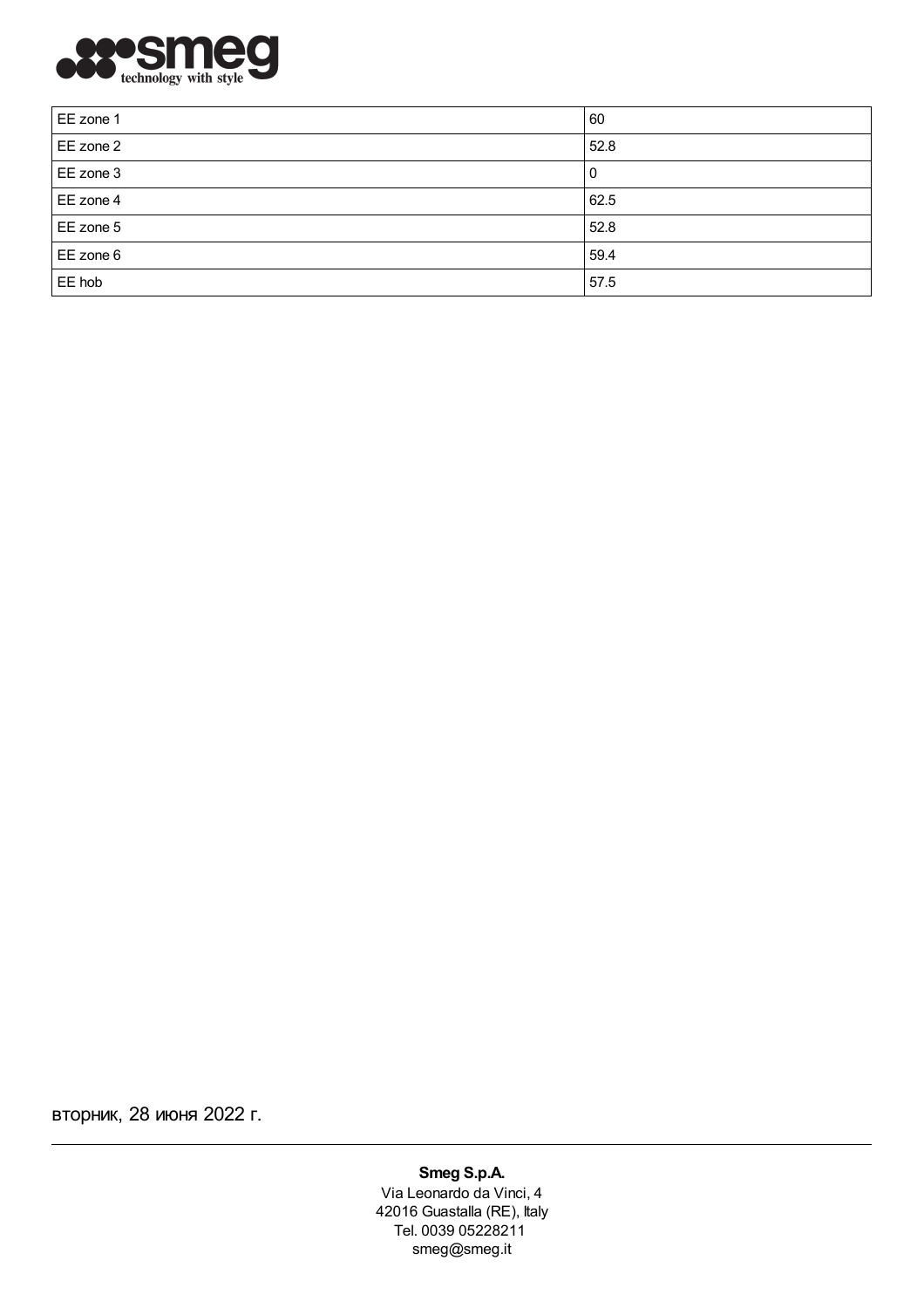| | |
|---|---|
| EE zone 1 | 60 |
| EE zone 2 | 52.8 |
| EE zone 3 | 0 |
| EE zone 4 | 62.5 |
| EE zone 5 | 52.8 |
| EE zone 6 | 59.4 |
| EE hob | 57.5 |

вторник, 28 июня 2022 г.

**Smeg S.p.A.**
Via Leonardo da Vinci, 4
42016 Guastalla (RE), Italy
Tel. 0039 05228211
smeg@smeg.it